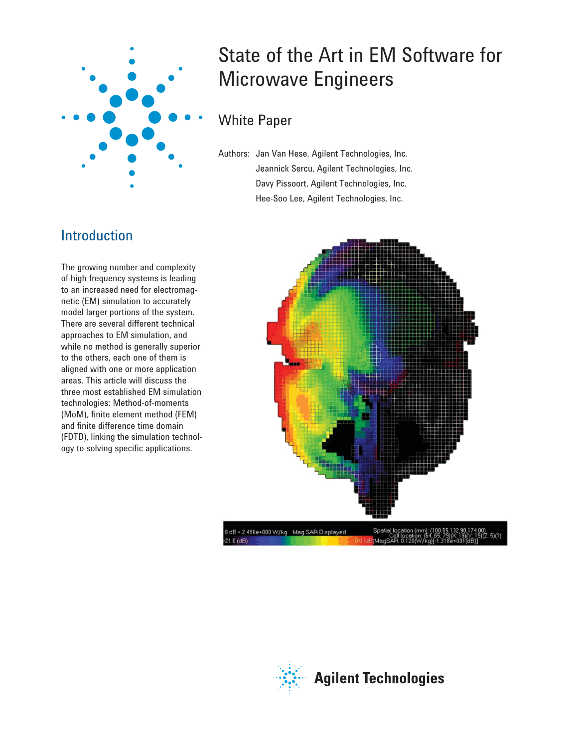# State of the Art in EM Software for Microwave Engineers

## White Paper

Authors: Jan Van Hese, Agilent Technologies, Inc.
Jeannick Sercu, Agilent Technologies, Inc.
Davy Pissoort, Agilent Technologies, Inc.
Hee-Soo Lee, Agilent Technologies, Inc.

## Introduction

The growing number and complexity of high frequency systems is leading to an increased need for electromagnetic (EM) simulation to accurately model larger portions of the system. There are several different technical approaches to EM simulation, and while no method is generally superior to the others, each one of them is aligned with one or more application areas. This article will discuss the three most established EM simulation technologies: Method-of-moments (MoM), finite element method (FEM) and finite difference time domain (FDTD), linking the simulation technology to solving specific applications.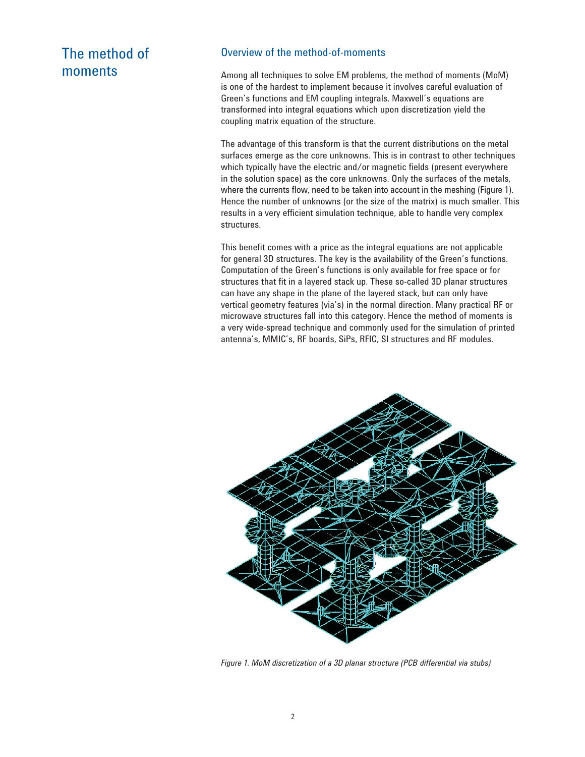# The method of moments

## Overview of the method-of-moments

Among all techniques to solve EM problems, the method of moments (MoM) is one of the hardest to implement because it involves careful evaluation of Green's functions and EM coupling integrals. Maxwell's equations are transformed into integral equations which upon discretization yield the coupling matrix equation of the structure.

The advantage of this transform is that the current distributions on the metal surfaces emerge as the core unknowns. This is in contrast to other techniques which typically have the electric and/or magnetic fields (present everywhere in the solution space) as the core unknowns. Only the surfaces of the metals, where the currents flow, need to be taken into account in the meshing (Figure 1). Hence the number of unknowns (or the size of the matrix) is much smaller. This results in a very efficient simulation technique, able to handle very complex structures.

This benefit comes with a price as the integral equations are not applicable for general 3D structures. The key is the availability of the Green's functions. Computation of the Green's functions is only available for free space or for structures that fit in a layered stack up. These so-called 3D planar structures can have any shape in the plane of the layered stack, but can only have vertical geometry features (via's) in the normal direction. Many practical RF or microwave structures fall into this category. Hence the method of moments is a very wide-spread technique and commonly used for the simulation of printed antenna's, MMIC's, RF boards, SiPs, RFIC, SI structures and RF modules.

*Figure 1. MoM discretization of a 3D planar structure (PCB differential via stubs)*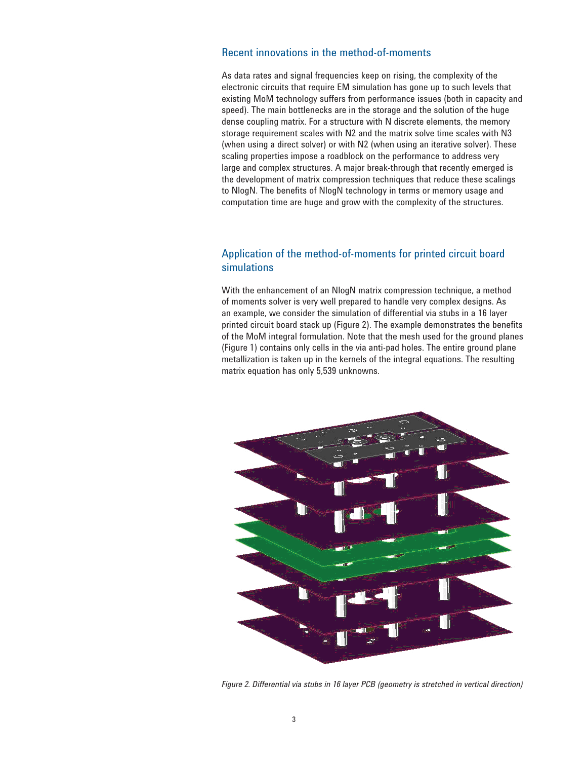## Recent innovations in the method-of-moments

As data rates and signal frequencies keep on rising, the complexity of the electronic circuits that require EM simulation has gone up to such levels that existing MoM technology suffers from performance issues (both in capacity and speed). The main bottlenecks are in the storage and the solution of the huge dense coupling matrix. For a structure with N discrete elements, the memory storage requirement scales with N2 and the matrix solve time scales with N3 (when using a direct solver) or with N2 (when using an iterative solver). These scaling properties impose a roadblock on the performance to address very large and complex structures. A major break-through that recently emerged is the development of matrix compression techniques that reduce these scalings to NlogN. The benefits of NlogN technology in terms or memory usage and computation time are huge and grow with the complexity of the structures.

## Application of the method-of-moments for printed circuit board simulations

With the enhancement of an NlogN matrix compression technique, a method of moments solver is very well prepared to handle very complex designs. As an example, we consider the simulation of differential via stubs in a 16 layer printed circuit board stack up (Figure 2). The example demonstrates the benefits of the MoM integral formulation. Note that the mesh used for the ground planes (Figure 1) contains only cells in the via anti-pad holes. The entire ground plane metallization is taken up in the kernels of the integral equations. The resulting matrix equation has only 5,539 unknowns.

*Figure 2. Differential via stubs in 16 layer PCB (geometry is stretched in vertical direction)*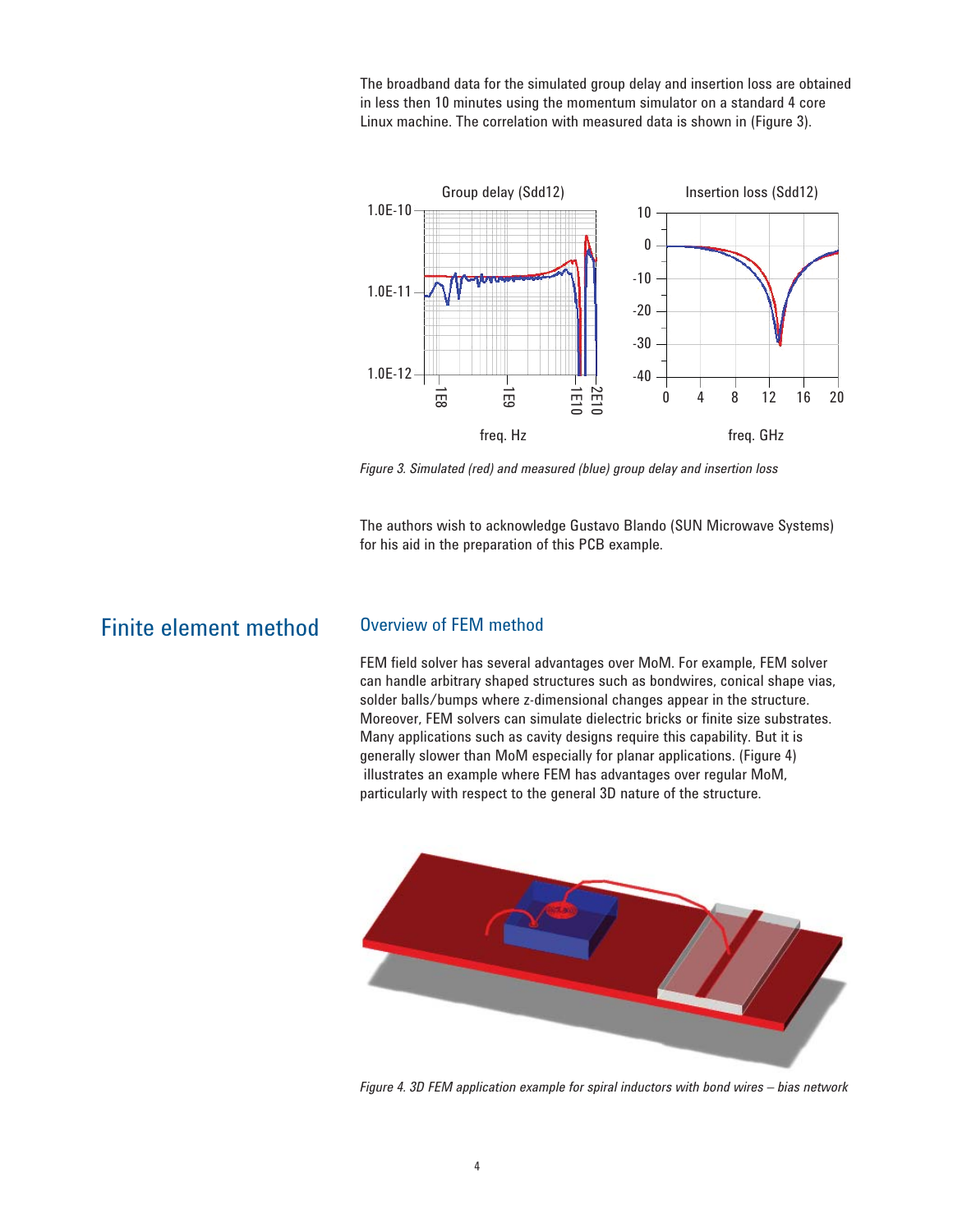The broadband data for the simulated group delay and insertion loss are obtained in less then 10 minutes using the momentum simulator on a standard 4 core Linux machine. The correlation with measured data is shown in (Figure 3).

*Figure 3. Simulated (red) and measured (blue) group delay and insertion loss*

The authors wish to acknowledge Gustavo Blando (SUN Microwave Systems) for his aid in the preparation of this PCB example.

# Finite element method

## Overview of FEM method

FEM field solver has several advantages over MoM. For example, FEM solver can handle arbitrary shaped structures such as bondwires, conical shape vias, solder balls/bumps where z-dimensional changes appear in the structure. Moreover, FEM solvers can simulate dielectric bricks or finite size substrates. Many applications such as cavity designs require this capability. But it is generally slower than MoM especially for planar applications. (Figure 4) illustrates an example where FEM has advantages over regular MoM, particularly with respect to the general 3D nature of the structure.

*Figure 4. 3D FEM application example for spiral inductors with bond wires – bias network*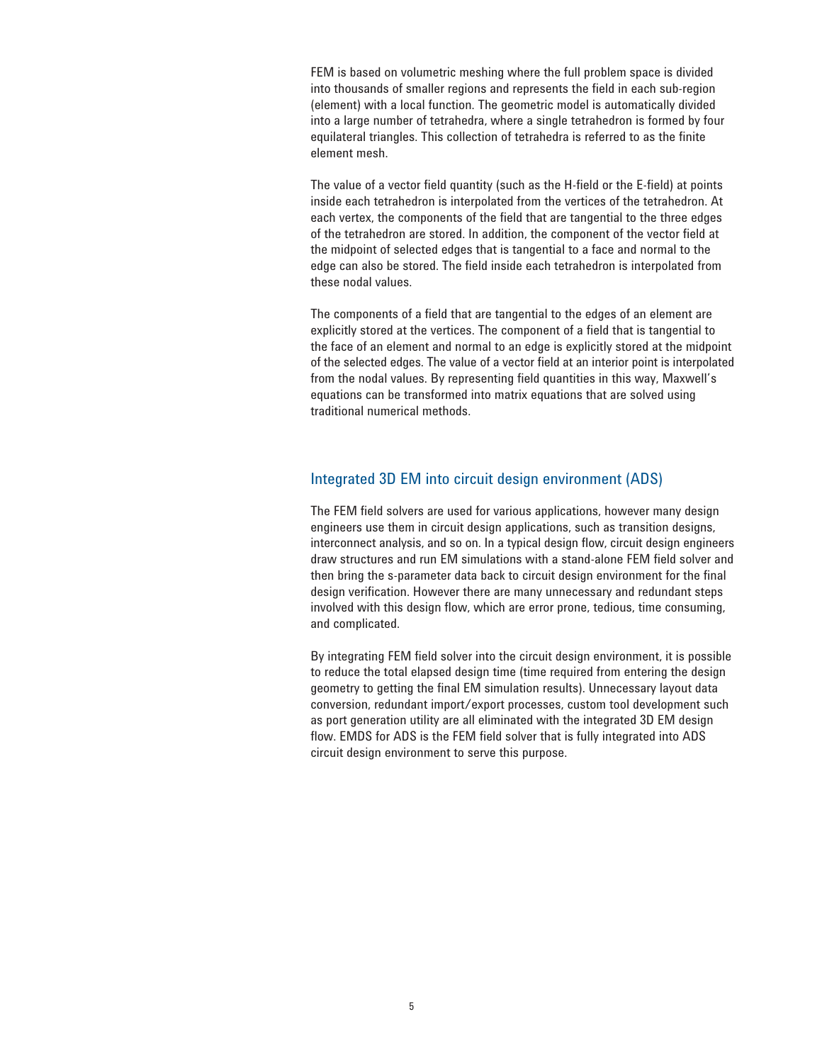FEM is based on volumetric meshing where the full problem space is divided into thousands of smaller regions and represents the field in each sub-region (element) with a local function. The geometric model is automatically divided into a large number of tetrahedra, where a single tetrahedron is formed by four equilateral triangles. This collection of tetrahedra is referred to as the finite element mesh.

The value of a vector field quantity (such as the H-field or the E-field) at points inside each tetrahedron is interpolated from the vertices of the tetrahedron. At each vertex, the components of the field that are tangential to the three edges of the tetrahedron are stored. In addition, the component of the vector field at the midpoint of selected edges that is tangential to a face and normal to the edge can also be stored. The field inside each tetrahedron is interpolated from these nodal values.

The components of a field that are tangential to the edges of an element are explicitly stored at the vertices. The component of a field that is tangential to the face of an element and normal to an edge is explicitly stored at the midpoint of the selected edges. The value of a vector field at an interior point is interpolated from the nodal values. By representing field quantities in this way, Maxwell's equations can be transformed into matrix equations that are solved using traditional numerical methods.

## Integrated 3D EM into circuit design environment (ADS)

The FEM field solvers are used for various applications, however many design engineers use them in circuit design applications, such as transition designs, interconnect analysis, and so on. In a typical design flow, circuit design engineers draw structures and run EM simulations with a stand-alone FEM field solver and then bring the s-parameter data back to circuit design environment for the final design verification. However there are many unnecessary and redundant steps involved with this design flow, which are error prone, tedious, time consuming, and complicated.

By integrating FEM field solver into the circuit design environment, it is possible to reduce the total elapsed design time (time required from entering the design geometry to getting the final EM simulation results). Unnecessary layout data conversion, redundant import/export processes, custom tool development such as port generation utility are all eliminated with the integrated 3D EM design flow. EMDS for ADS is the FEM field solver that is fully integrated into ADS circuit design environment to serve this purpose.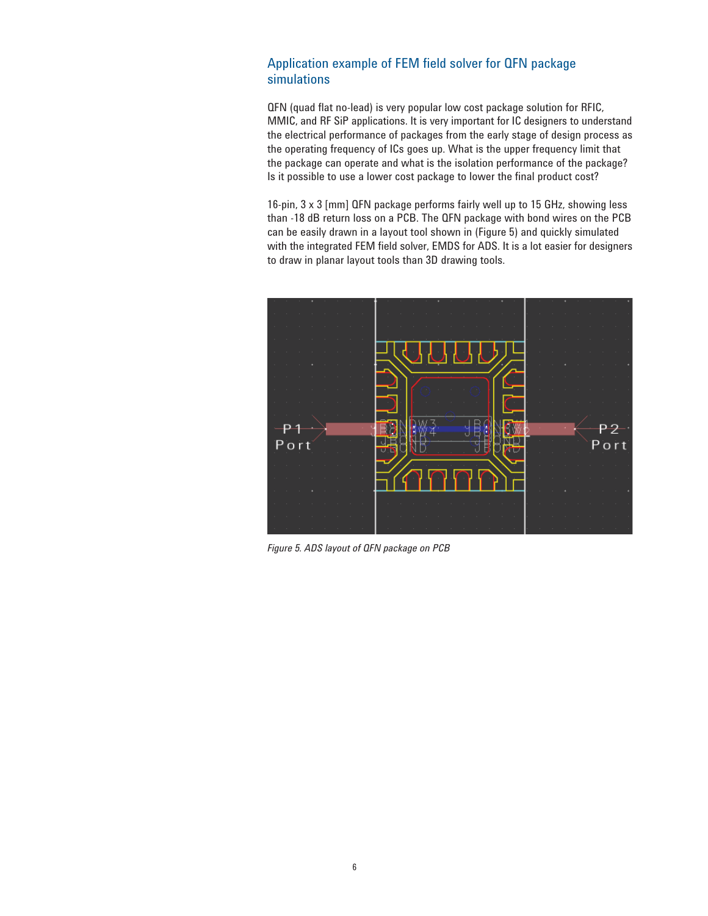## Application example of FEM field solver for QFN package simulations

QFN (quad flat no-lead) is very popular low cost package solution for RFIC, MMIC, and RF SiP applications. It is very important for IC designers to understand the electrical performance of packages from the early stage of design process as the operating frequency of ICs goes up. What is the upper frequency limit that the package can operate and what is the isolation performance of the package? Is it possible to use a lower cost package to lower the final product cost?

16-pin, 3 x 3 [mm] QFN package performs fairly well up to 15 GHz, showing less than -18 dB return loss on a PCB. The QFN package with bond wires on the PCB can be easily drawn in a layout tool shown in (Figure 5) and quickly simulated with the integrated FEM field solver, EMDS for ADS. It is a lot easier for designers to draw in planar layout tools than 3D drawing tools.

*Figure 5. ADS layout of QFN package on PCB*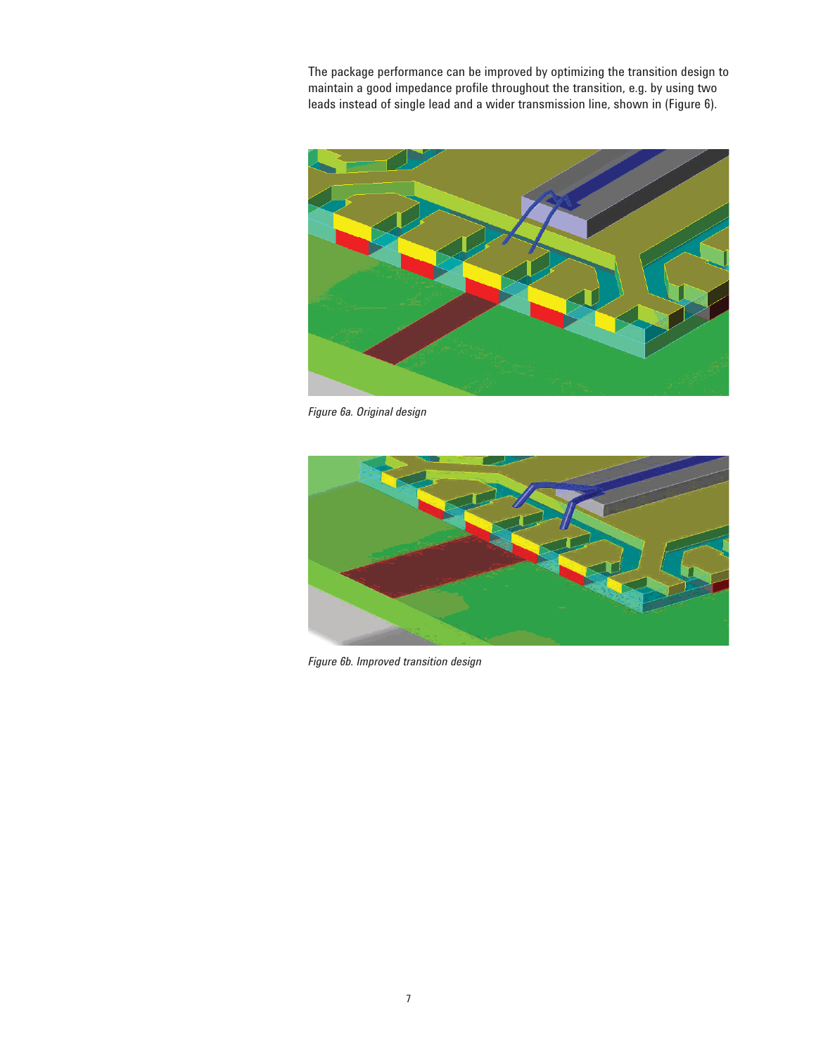The package performance can be improved by optimizing the transition design to maintain a good impedance profile throughout the transition, e.g. by using two leads instead of single lead and a wider transmission line, shown in (Figure 6).

*Figure 6a. Original design*

*Figure 6b. Improved transition design*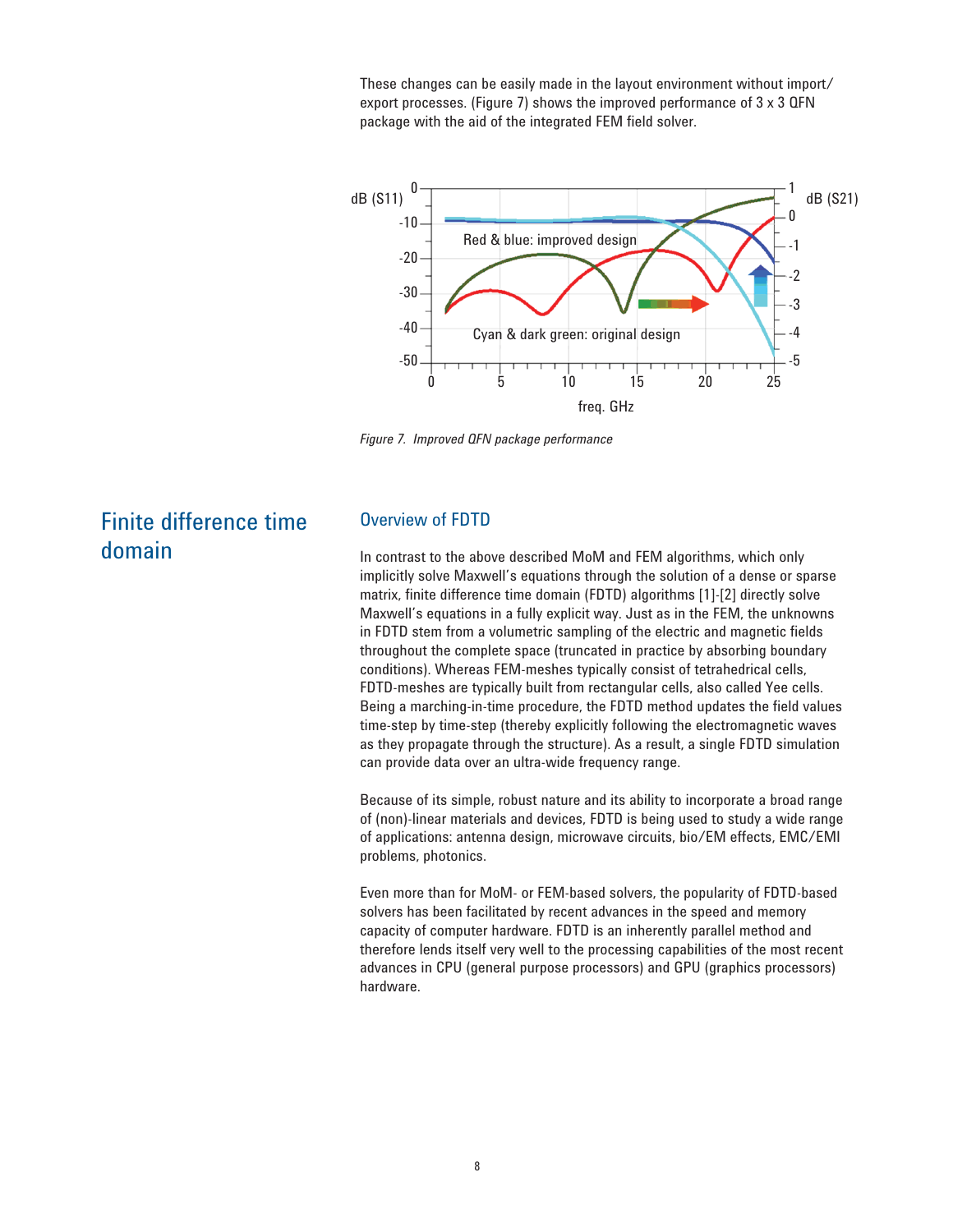These changes can be easily made in the layout environment without import/export processes. (Figure 7) shows the improved performance of 3 x 3 QFN package with the aid of the integrated FEM field solver.

*Figure 7. Improved QFN package performance*

# Finite difference time domain

## Overview of FDTD

In contrast to the above described MoM and FEM algorithms, which only implicitly solve Maxwell's equations through the solution of a dense or sparse matrix, finite difference time domain (FDTD) algorithms [1]-[2] directly solve Maxwell's equations in a fully explicit way. Just as in the FEM, the unknowns in FDTD stem from a volumetric sampling of the electric and magnetic fields throughout the complete space (truncated in practice by absorbing boundary conditions). Whereas FEM-meshes typically consist of tetrahedrical cells, FDTD-meshes are typically built from rectangular cells, also called Yee cells. Being a marching-in-time procedure, the FDTD method updates the field values time-step by time-step (thereby explicitly following the electromagnetic waves as they propagate through the structure). As a result, a single FDTD simulation can provide data over an ultra-wide frequency range.

Because of its simple, robust nature and its ability to incorporate a broad range of (non)-linear materials and devices, FDTD is being used to study a wide range of applications: antenna design, microwave circuits, bio/EM effects, EMC/EMI problems, photonics.

Even more than for MoM- or FEM-based solvers, the popularity of FDTD-based solvers has been facilitated by recent advances in the speed and memory capacity of computer hardware. FDTD is an inherently parallel method and therefore lends itself very well to the processing capabilities of the most recent advances in CPU (general purpose processors) and GPU (graphics processors) hardware.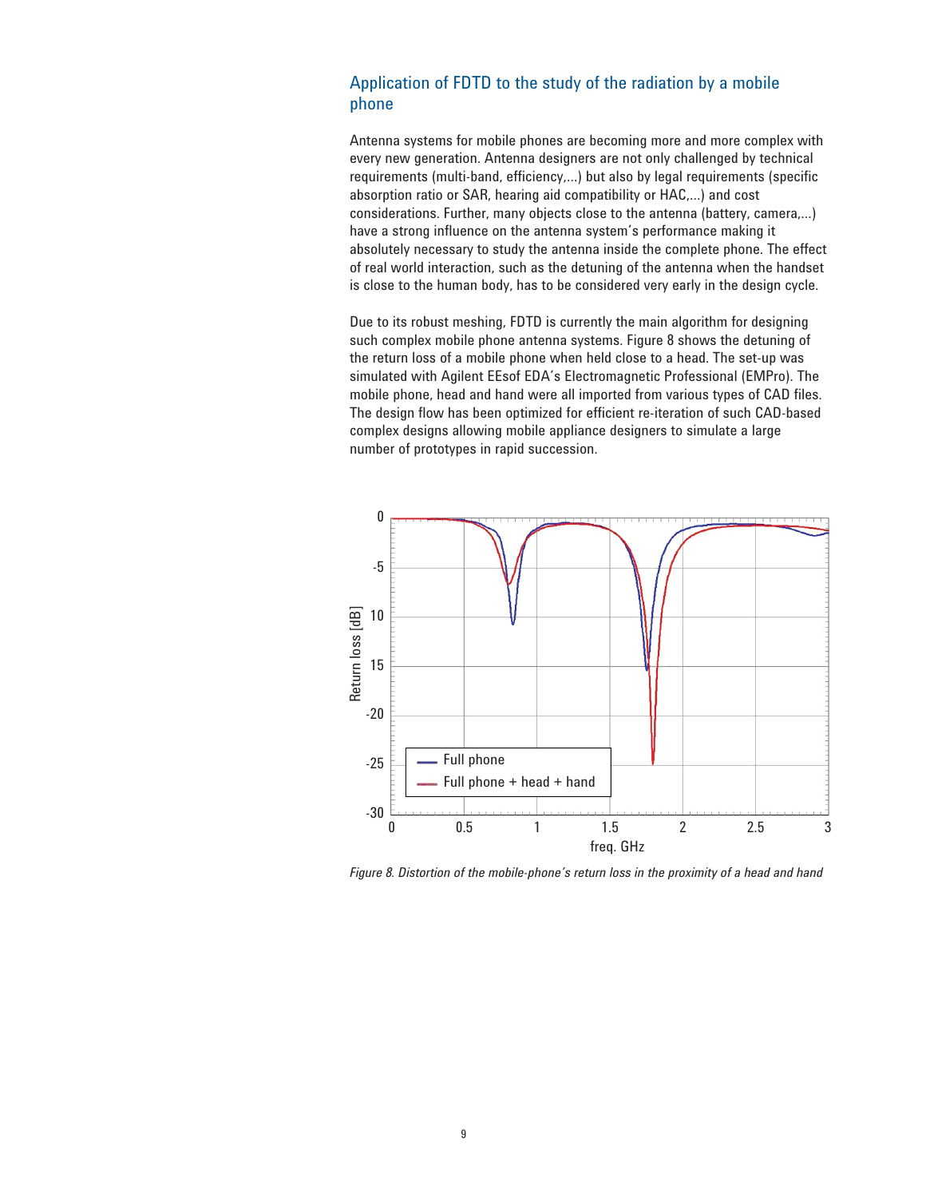## Application of FDTD to the study of the radiation by a mobile phone

Antenna systems for mobile phones are becoming more and more complex with every new generation. Antenna designers are not only challenged by technical requirements (multi-band, efficiency,...) but also by legal requirements (specific absorption ratio or SAR, hearing aid compatibility or HAC,...) and cost considerations. Further, many objects close to the antenna (battery, camera,...) have a strong influence on the antenna system's performance making it absolutely necessary to study the antenna inside the complete phone. The effect of real world interaction, such as the detuning of the antenna when the handset is close to the human body, has to be considered very early in the design cycle.

Due to its robust meshing, FDTD is currently the main algorithm for designing such complex mobile phone antenna systems. Figure 8 shows the detuning of the return loss of a mobile phone when held close to a head. The set-up was simulated with Agilent EEsof EDA's Electromagnetic Professional (EMPro). The mobile phone, head and hand were all imported from various types of CAD files. The design flow has been optimized for efficient re-iteration of such CAD-based complex designs allowing mobile appliance designers to simulate a large number of prototypes in rapid succession.

*Figure 8. Distortion of the mobile-phone's return loss in the proximity of a head and hand*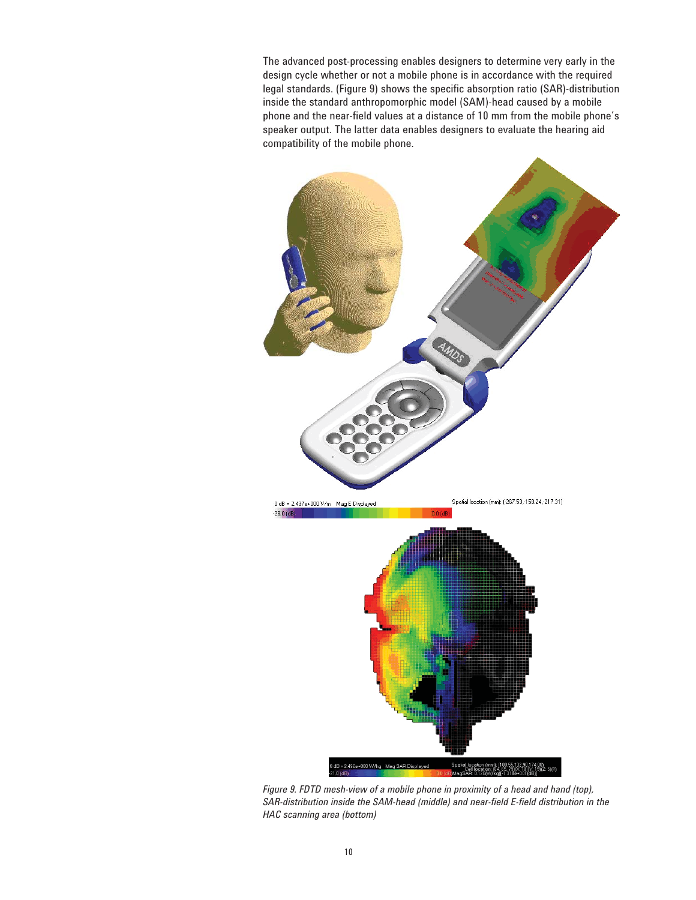The advanced post-processing enables designers to determine very early in the design cycle whether or not a mobile phone is in accordance with the required legal standards. (Figure 9) shows the specific absorption ratio (SAR)-distribution inside the standard anthropomorphic model (SAM)-head caused by a mobile phone and the near-field values at a distance of 10 mm from the mobile phone's speaker output. The latter data enables designers to evaluate the hearing aid compatibility of the mobile phone.

*Figure 9. FDTD mesh-view of a mobile phone in proximity of a head and hand (top), SAR-distribution inside the SAM-head (middle) and near-field E-field distribution in the HAC scanning area (bottom)*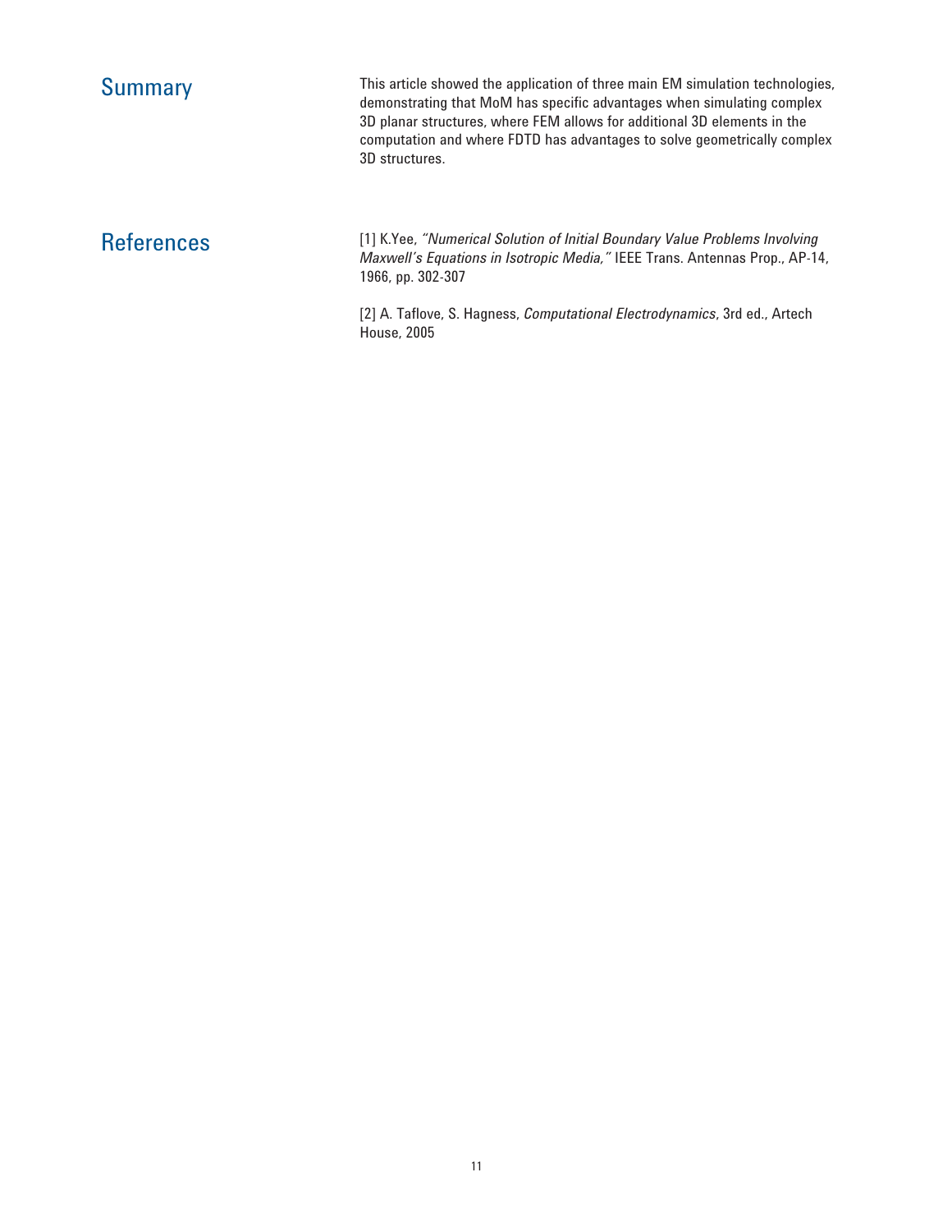## Summary

This article showed the application of three main EM simulation technologies, demonstrating that MoM has specific advantages when simulating complex 3D planar structures, where FEM allows for additional 3D elements in the computation and where FDTD has advantages to solve geometrically complex 3D structures.

## References

[1] K.Yee, *"Numerical Solution of Initial Boundary Value Problems Involving Maxwell's Equations in Isotropic Media,"* IEEE Trans. Antennas Prop., AP-14, 1966, pp. 302-307

[2] A. Taflove, S. Hagness, *Computational Electrodynamics*, 3rd ed., Artech House, 2005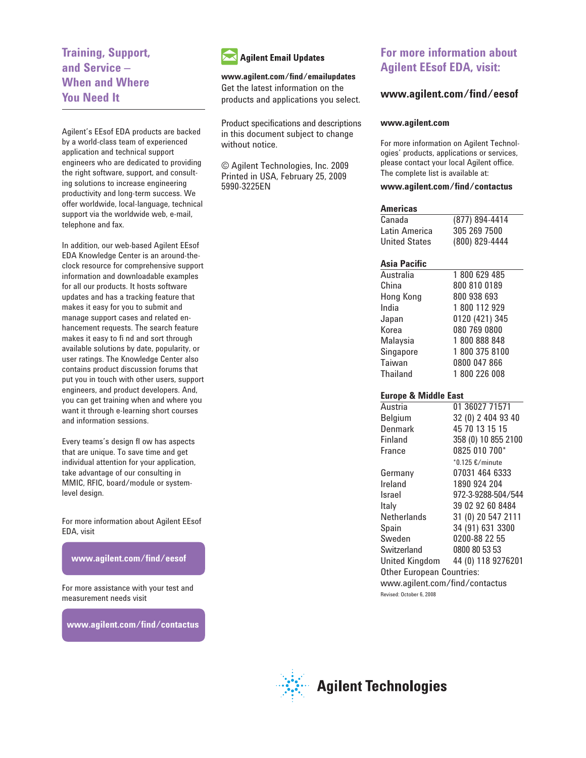## Training, Support, and Service – When and Where You Need It

Agilent's EEsof EDA products are backed by a world-class team of experienced application and technical support engineers who are dedicated to providing the right software, support, and consulting solutions to increase engineering productivity and long-term success. We offer worldwide, local-language, technical support via the worldwide web, e-mail, telephone and fax.

In addition, our web-based Agilent EEsof EDA Knowledge Center is an around-the-clock resource for comprehensive support information and downloadable examples for all our products. It hosts software updates and has a tracking feature that makes it easy for you to submit and manage support cases and related enhancement requests. The search feature makes it easy to fi nd and sort through available solutions by date, popularity, or user ratings. The Knowledge Center also contains product discussion forums that put you in touch with other users, support engineers, and product developers. And, you can get training when and where you want it through e-learning short courses and information sessions.

Every teams's design fl ow has aspects that are unique. To save time and get individual attention for your application, take advantage of our consulting in MMIC, RFIC, board/module or system-level design.

For more information about Agilent EEsof EDA, visit

**www.agilent.com/find/eesof**

For more assistance with your test and measurement needs visit

**www.agilent.com/find/contactus**

**Agilent Email Updates**

**www.agilent.com/find/emailupdates**
Get the latest information on the products and applications you select.

Product specifications and descriptions in this document subject to change without notice.

© Agilent Technologies, Inc. 2009
Printed in USA, February 25, 2009
5990-3225EN

## For more information about Agilent EEsof EDA, visit:

**www.agilent.com/find/eesof**

**www.agilent.com**

For more information on Agilent Technologies' products, applications or services, please contact your local Agilent office. The complete list is available at:

**www.agilent.com/find/contactus**

| **Americas** | |
|---|---|
| Canada | (877) 894-4414 |
| Latin America | 305 269 7500 |
| United States | (800) 829-4444 |

| **Asia Pacific** | |
|---|---|
| Australia | 1 800 629 485 |
| China | 800 810 0189 |
| Hong Kong | 800 938 693 |
| India | 1 800 112 929 |
| Japan | 0120 (421) 345 |
| Korea | 080 769 0800 |
| Malaysia | 1 800 888 848 |
| Singapore | 1 800 375 8100 |
| Taiwan | 0800 047 866 |
| Thailand | 1 800 226 008 |

| **Europe & Middle East** | |
|---|---|
| Austria | 01 36027 71571 |
| Belgium | 32 (0) 2 404 93 40 |
| Denmark | 45 70 13 15 15 |
| Finland | 358 (0) 10 855 2100 |
| France | 0825 010 700* <br> *0.125 €/minute |
| Germany | 07031 464 6333 |
| Ireland | 1890 924 204 |
| Israel | 972-3-9288-504/544 |
| Italy | 39 02 92 60 8484 |
| Netherlands | 31 (0) 20 547 2111 |
| Spain | 34 (91) 631 3300 |
| Sweden | 0200-88 22 55 |
| Switzerland | 0800 80 53 53 |
| United Kingdom | 44 (0) 118 9276201 |

Other European Countries:
www.agilent.com/find/contactus

Revised: October 6, 2008

Agilent Technologies